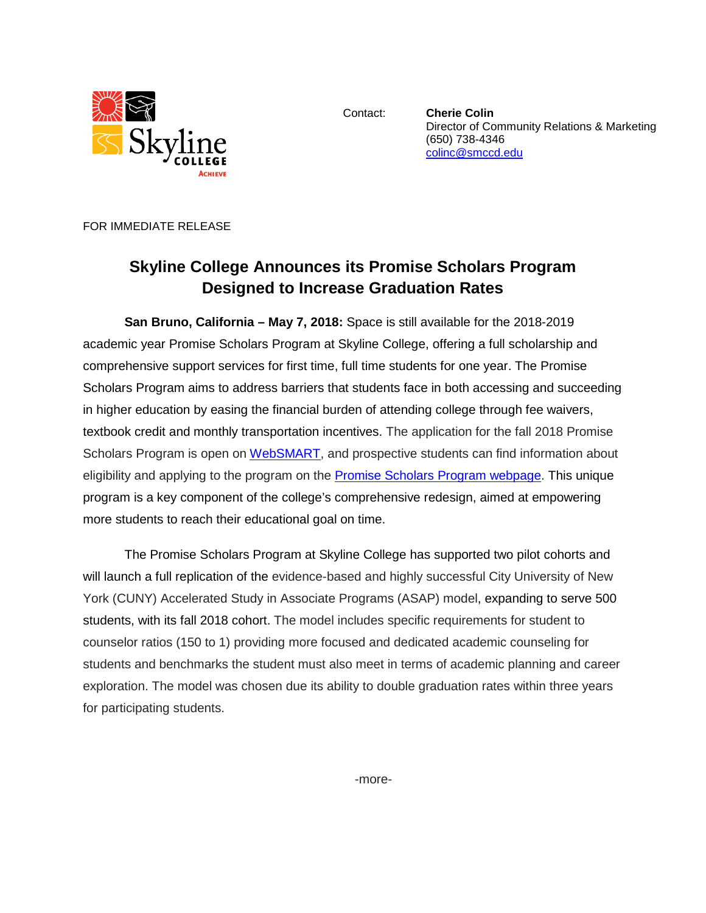Contact: **Cherie Colin**
Director of Community Relations & Marketing
(650) 738-4346
colinc@smccd.edu

FOR IMMEDIATE RELEASE

# Skyline College Announces its Promise Scholars Program Designed to Increase Graduation Rates

**San Bruno, California – May 7, 2018:** Space is still available for the 2018-2019 academic year Promise Scholars Program at Skyline College, offering a full scholarship and comprehensive support services for first time, full time students for one year. The Promise Scholars Program aims to address barriers that students face in both accessing and succeeding in higher education by easing the financial burden of attending college through fee waivers, textbook credit and monthly transportation incentives. The application for the fall 2018 Promise Scholars Program is open on WebSMART, and prospective students can find information about eligibility and applying to the program on the Promise Scholars Program webpage. This unique program is a key component of the college's comprehensive redesign, aimed at empowering more students to reach their educational goal on time.

The Promise Scholars Program at Skyline College has supported two pilot cohorts and will launch a full replication of the evidence-based and highly successful City University of New York (CUNY) Accelerated Study in Associate Programs (ASAP) model, expanding to serve 500 students, with its fall 2018 cohort. The model includes specific requirements for student to counselor ratios (150 to 1) providing more focused and dedicated academic counseling for students and benchmarks the student must also meet in terms of academic planning and career exploration. The model was chosen due its ability to double graduation rates within three years for participating students.

-more-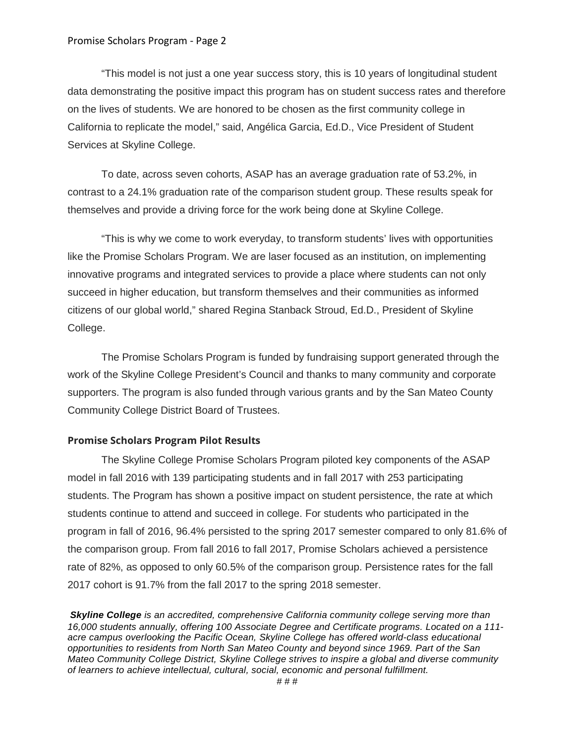"This model is not just a one year success story, this is 10 years of longitudinal student data demonstrating the positive impact this program has on student success rates and therefore on the lives of students. We are honored to be chosen as the first community college in California to replicate the model," said, Angélica Garcia, Ed.D., Vice President of Student Services at Skyline College.

To date, across seven cohorts, ASAP has an average graduation rate of 53.2%, in contrast to a 24.1% graduation rate of the comparison student group. These results speak for themselves and provide a driving force for the work being done at Skyline College.

"This is why we come to work everyday, to transform students' lives with opportunities like the Promise Scholars Program. We are laser focused as an institution, on implementing innovative programs and integrated services to provide a place where students can not only succeed in higher education, but transform themselves and their communities as informed citizens of our global world," shared Regina Stanback Stroud, Ed.D., President of Skyline College.

The Promise Scholars Program is funded by fundraising support generated through the work of the Skyline College President's Council and thanks to many community and corporate supporters. The program is also funded through various grants and by the San Mateo County Community College District Board of Trustees.

### Promise Scholars Program Pilot Results

The Skyline College Promise Scholars Program piloted key components of the ASAP model in fall 2016 with 139 participating students and in fall 2017 with 253 participating students. The Program has shown a positive impact on student persistence, the rate at which students continue to attend and succeed in college. For students who participated in the program in fall of 2016, 96.4% persisted to the spring 2017 semester compared to only 81.6% of the comparison group. From fall 2016 to fall 2017, Promise Scholars achieved a persistence rate of 82%, as opposed to only 60.5% of the comparison group. Persistence rates for the fall 2017 cohort is 91.7% from the fall 2017 to the spring 2018 semester.

***Skyline College*** *is an accredited, comprehensive California community college serving more than 16,000 students annually, offering 100 Associate Degree and Certificate programs. Located on a 111-acre campus overlooking the Pacific Ocean, Skyline College has offered world-class educational opportunities to residents from North San Mateo County and beyond since 1969. Part of the San Mateo Community College District, Skyline College strives to inspire a global and diverse community of learners to achieve intellectual, cultural, social, economic and personal fulfillment.*

# # #